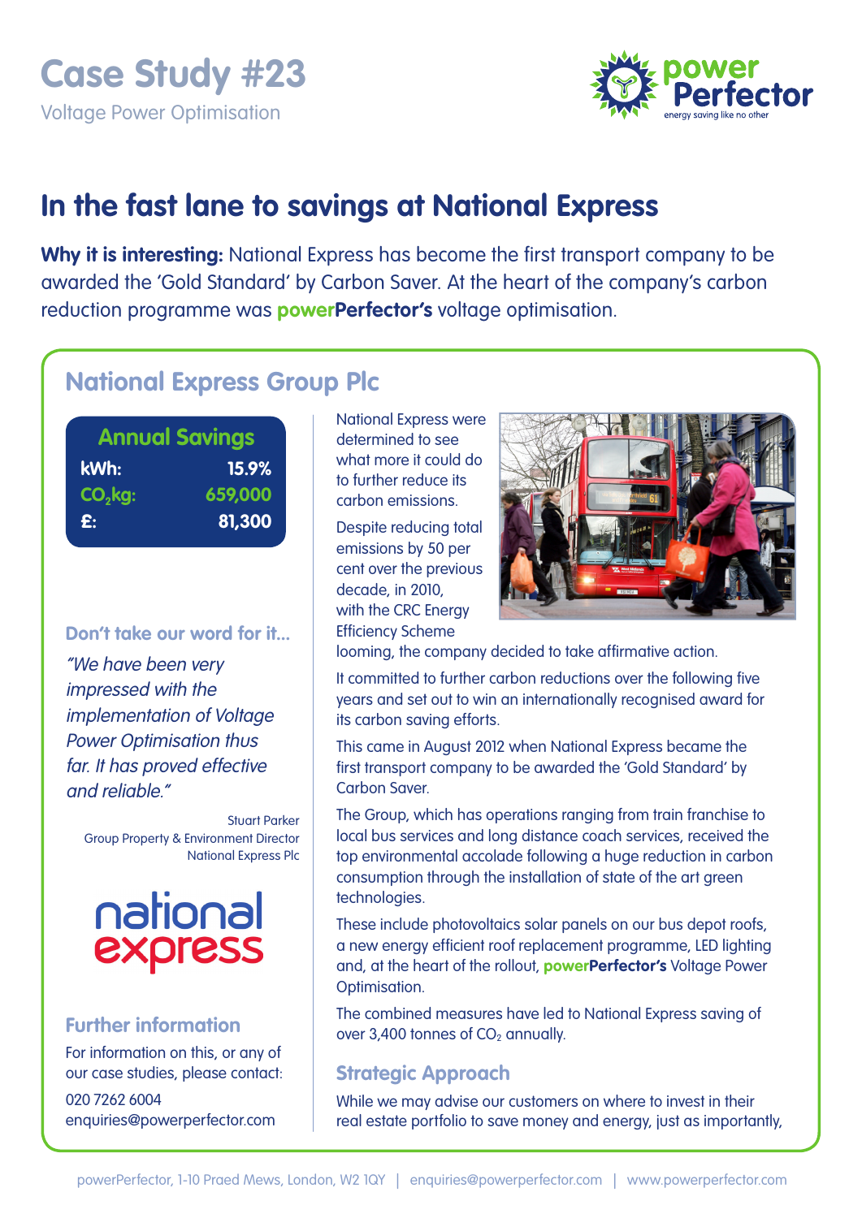# Case Study #23

Voltage Power Optimisation

## In the fast lane to savings at National Express

**Why it is interesting:** National Express has become the first transport company to be awarded the 'Gold Standard' by Carbon Saver. At the heart of the company's carbon reduction programme was **powerPerfector's** voltage optimisation.

## National Express Group Plc

### Annual Savings

| | |
|---|---|
| kWh: | 15.9% |
| $CO_2$kg: | 659,000 |
| £: | 81,300 |

### Don't take our word for it...

*"We have been very impressed with the implementation of Voltage Power Optimisation thus far. It has proved effective and reliable."*

Stuart Parker
Group Property & Environment Director
National Express Plc

### Further information

For information on this, or any of our case studies, please contact:

020 7262 6004
enquiries@powerperfector.com

National Express were determined to see what more it could do to further reduce its carbon emissions.

Despite reducing total emissions by 50 per cent over the previous decade, in 2010, with the CRC Energy Efficiency Scheme looming, the company decided to take affirmative action.

It committed to further carbon reductions over the following five years and set out to win an internationally recognised award for its carbon saving efforts.

This came in August 2012 when National Express became the first transport company to be awarded the 'Gold Standard' by Carbon Saver.

The Group, which has operations ranging from train franchise to local bus services and long distance coach services, received the top environmental accolade following a huge reduction in carbon consumption through the installation of state of the art green technologies.

These include photovoltaics solar panels on our bus depot roofs, a new energy efficient roof replacement programme, LED lighting and, at the heart of the rollout, **powerPerfector's** Voltage Power Optimisation.

The combined measures have led to National Express saving of over 3,400 tonnes of $CO_2$ annually.

### Strategic Approach

While we may advise our customers on where to invest in their real estate portfolio to save money and energy, just as importantly,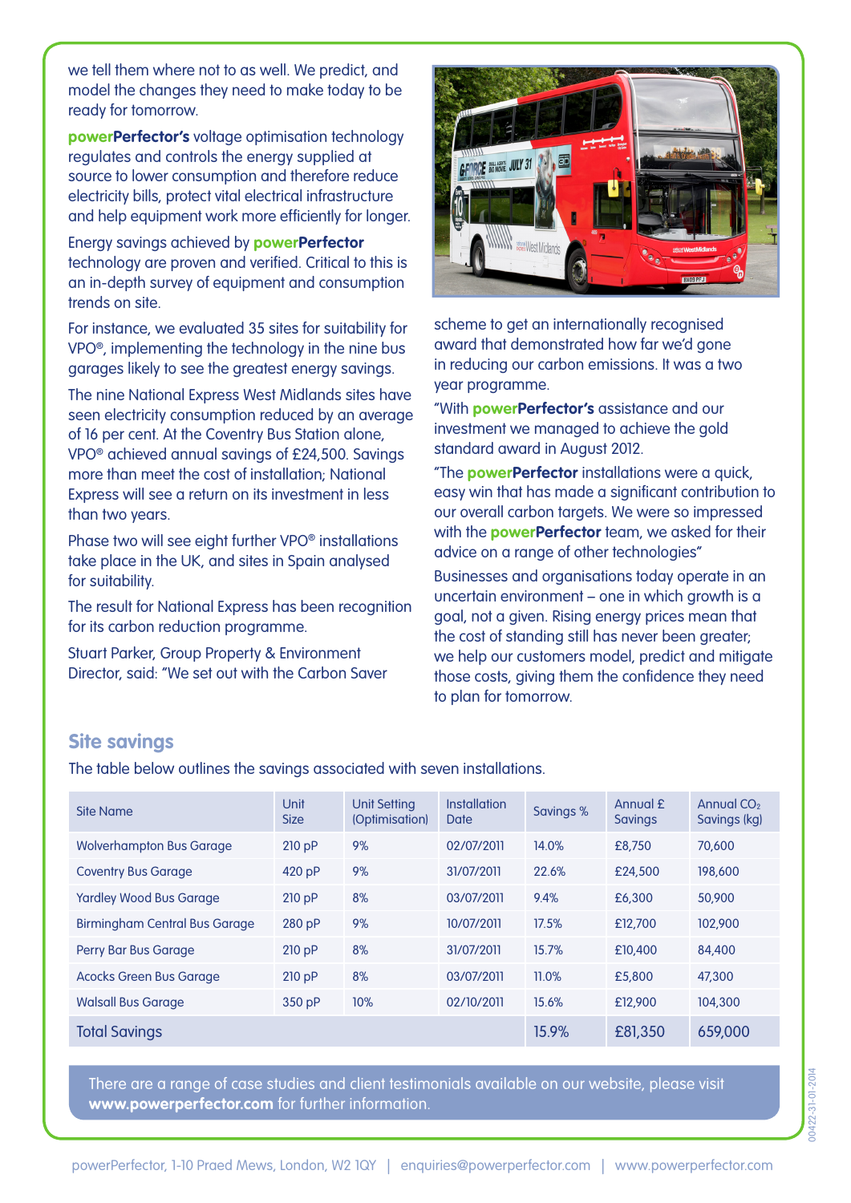we tell them where not to as well. We predict, and model the changes they need to make today to be ready for tomorrow.

**powerPerfector's** voltage optimisation technology regulates and controls the energy supplied at source to lower consumption and therefore reduce electricity bills, protect vital electrical infrastructure and help equipment work more efficiently for longer.

Energy savings achieved by **powerPerfector** technology are proven and verified. Critical to this is an in-depth survey of equipment and consumption trends on site.

For instance, we evaluated 35 sites for suitability for VPO®, implementing the technology in the nine bus garages likely to see the greatest energy savings.

The nine National Express West Midlands sites have seen electricity consumption reduced by an average of 16 per cent. At the Coventry Bus Station alone, VPO® achieved annual savings of £24,500. Savings more than meet the cost of installation; National Express will see a return on its investment in less than two years.

Phase two will see eight further VPO® installations take place in the UK, and sites in Spain analysed for suitability.

The result for National Express has been recognition for its carbon reduction programme.

Stuart Parker, Group Property & Environment Director, said: "We set out with the Carbon Saver scheme to get an internationally recognised award that demonstrated how far we'd gone in reducing our carbon emissions. It was a two year programme.

"With **powerPerfector's** assistance and our investment we managed to achieve the gold standard award in August 2012.

"The **powerPerfector** installations were a quick, easy win that has made a significant contribution to our overall carbon targets. We were so impressed with the **powerPerfector** team, we asked for their advice on a range of other technologies"

Businesses and organisations today operate in an uncertain environment – one in which growth is a goal, not a given. Rising energy prices mean that the cost of standing still has never been greater; we help our customers model, predict and mitigate those costs, giving them the confidence they need to plan for tomorrow.

## Site savings

The table below outlines the savings associated with seven installations.

| Site Name | Unit Size | Unit Setting (Optimisation) | Installation Date | Savings % | Annual £ Savings | Annual $CO_2$ Savings (kg) |
|---|---|---|---|---|---|---|
| Wolverhampton Bus Garage | 210 pP | 9% | 02/07/2011 | 14.0% | £8,750 | 70,600 |
| Coventry Bus Garage | 420 pP | 9% | 31/07/2011 | 22.6% | £24,500 | 198,600 |
| Yardley Wood Bus Garage | 210 pP | 8% | 03/07/2011 | 9.4% | £6,300 | 50,900 |
| Birmingham Central Bus Garage | 280 pP | 9% | 10/07/2011 | 17.5% | £12,700 | 102,900 |
| Perry Bar Bus Garage | 210 pP | 8% | 31/07/2011 | 15.7% | £10,400 | 84,400 |
| Acocks Green Bus Garage | 210 pP | 8% | 03/07/2011 | 11.0% | £5,800 | 47,300 |
| Walsall Bus Garage | 350 pP | 10% | 02/10/2011 | 15.6% | £12,900 | 104,300 |
| Total Savings | | | | 15.9% | £81,350 | 659,000 |

There are a range of case studies and client testimonials available on our website, please visit **www.powerperfector.com** for further information.

00422-31-01-2014

powerPerfector, 1-10 Praed Mews, London, W2 1QY | enquiries@powerperfector.com | www.powerperfector.com